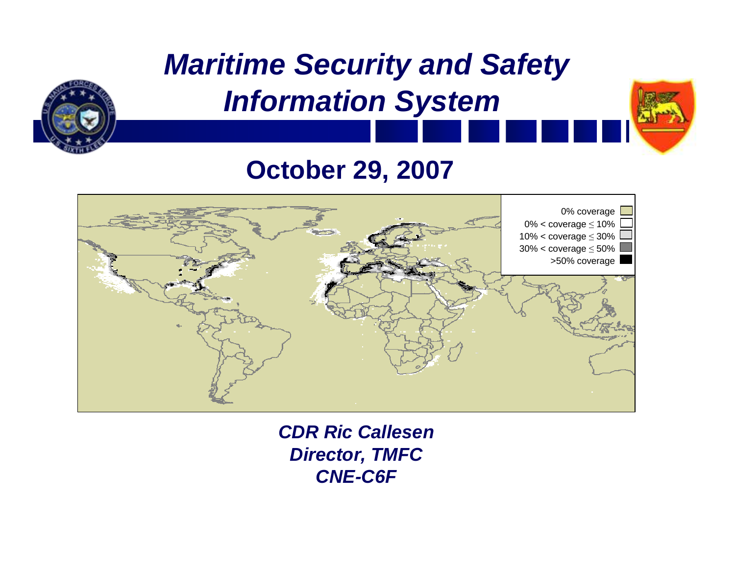# *Maritime Security and Safety Information System*

## October 29, 2007

0% coverage
0% < coverage ≤ 10%
10% < coverage ≤ 30%
30% < coverage ≤ 50%
>50% coverage

***CDR Ric Callesen***
***Director, TMFC***
***CNE-C6F***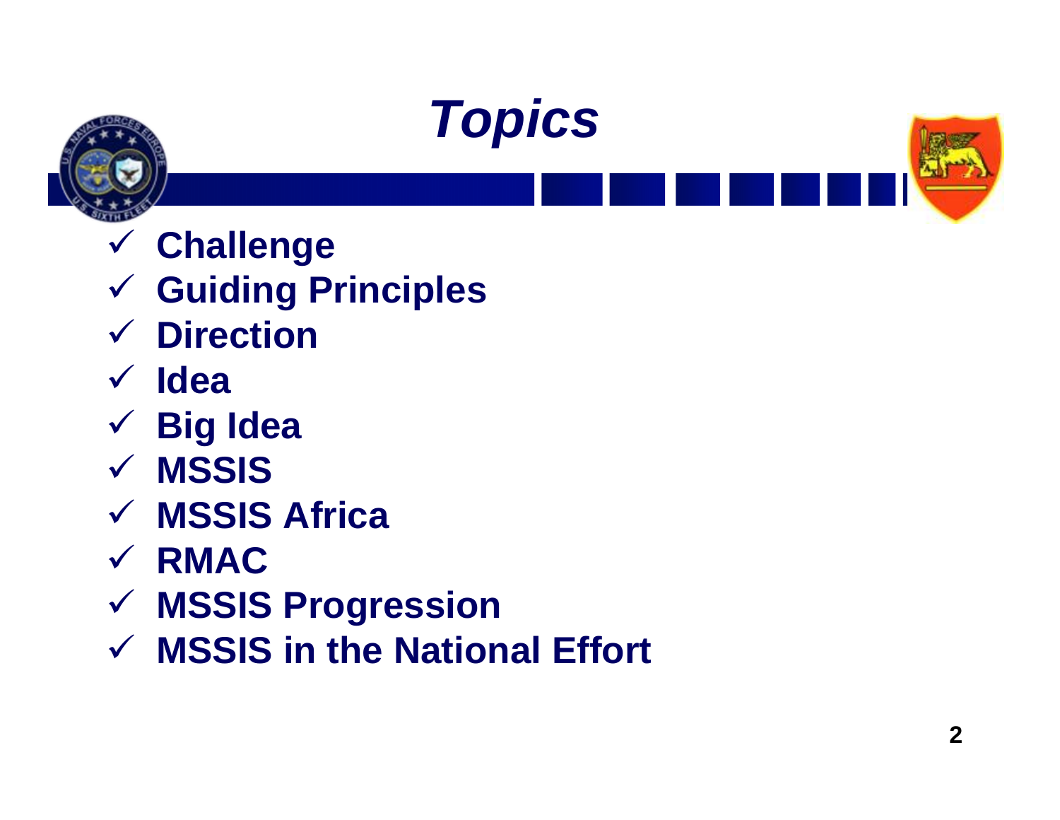# *Topics*

- ✓ **Challenge**
- ✓ **Guiding Principles**
- ✓ **Direction**
- ✓ **Idea**
- ✓ **Big Idea**
- ✓ **MSSIS**
- ✓ **MSSIS Africa**
- ✓ **RMAC**
- ✓ **MSSIS Progression**
- ✓ **MSSIS in the National Effort**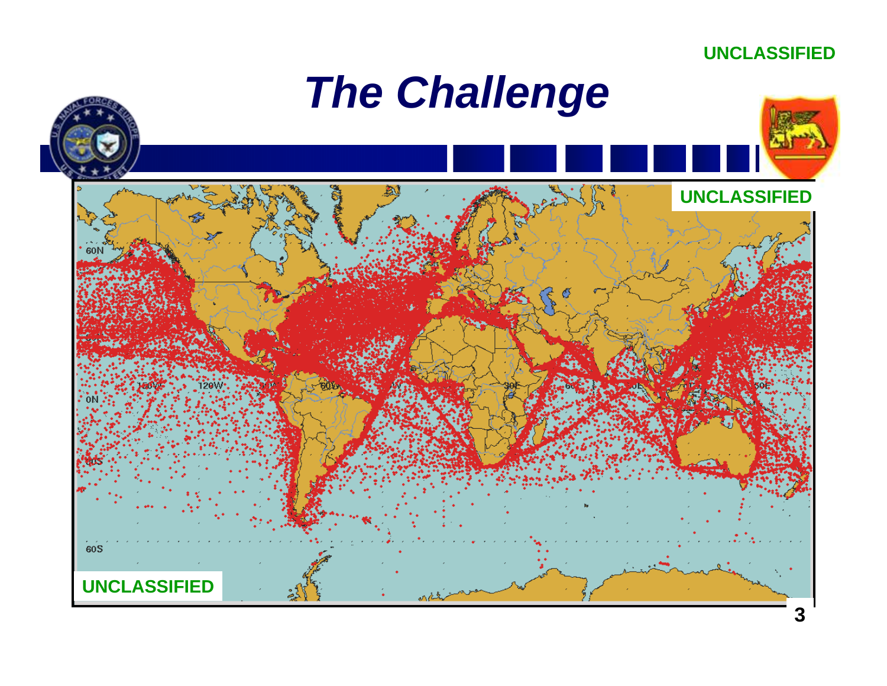UNCLASSIFIED

# The Challenge

UNCLASSIFIED

UNCLASSIFIED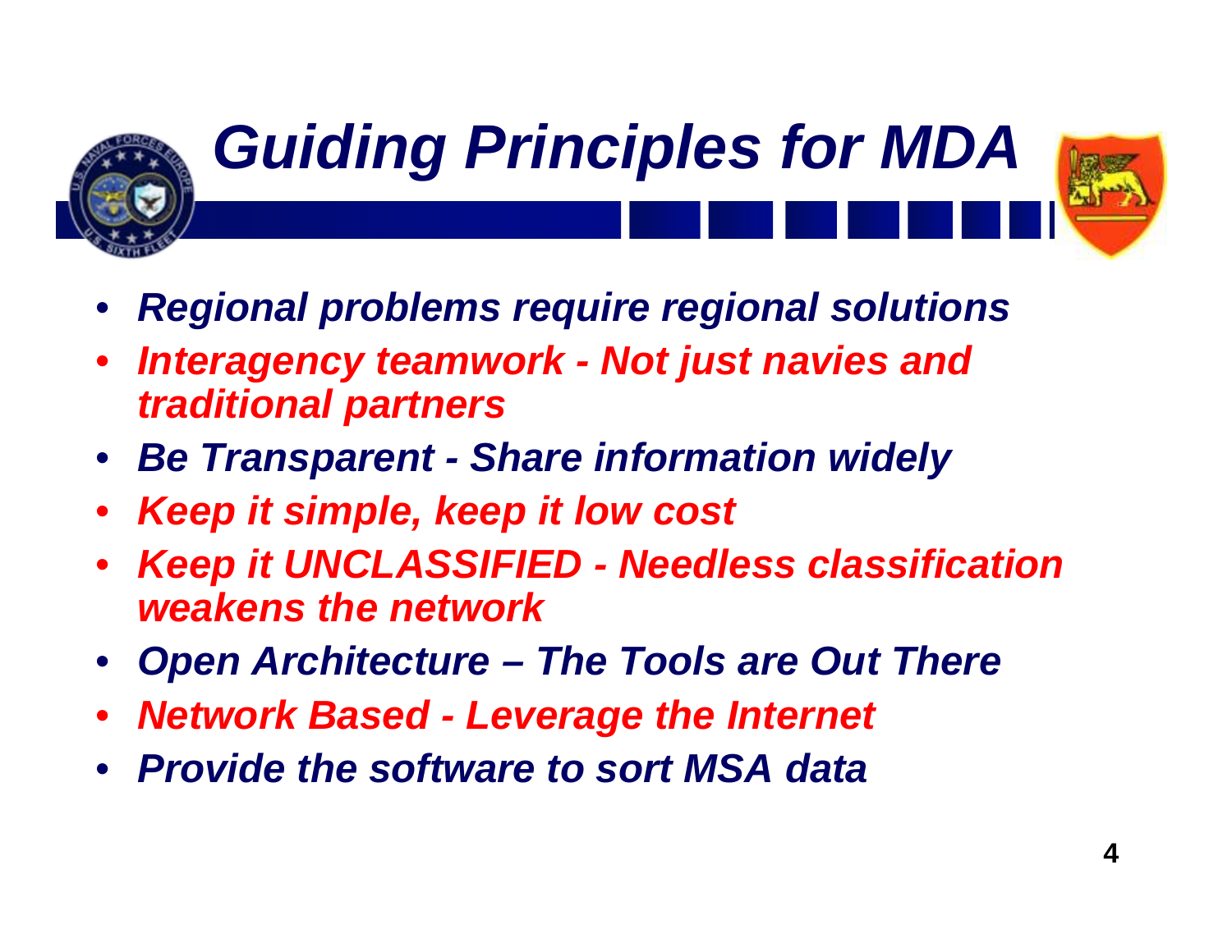# *Guiding Principles for MDA*

- ***Regional problems require regional solutions***
- ***Interagency teamwork - Not just navies and traditional partners***
- ***Be Transparent - Share information widely***
- ***Keep it simple, keep it low cost***
- ***Keep it UNCLASSIFIED - Needless classification weakens the network***
- ***Open Architecture – The Tools are Out There***
- ***Network Based - Leverage the Internet***
- ***Provide the software to sort MSA data***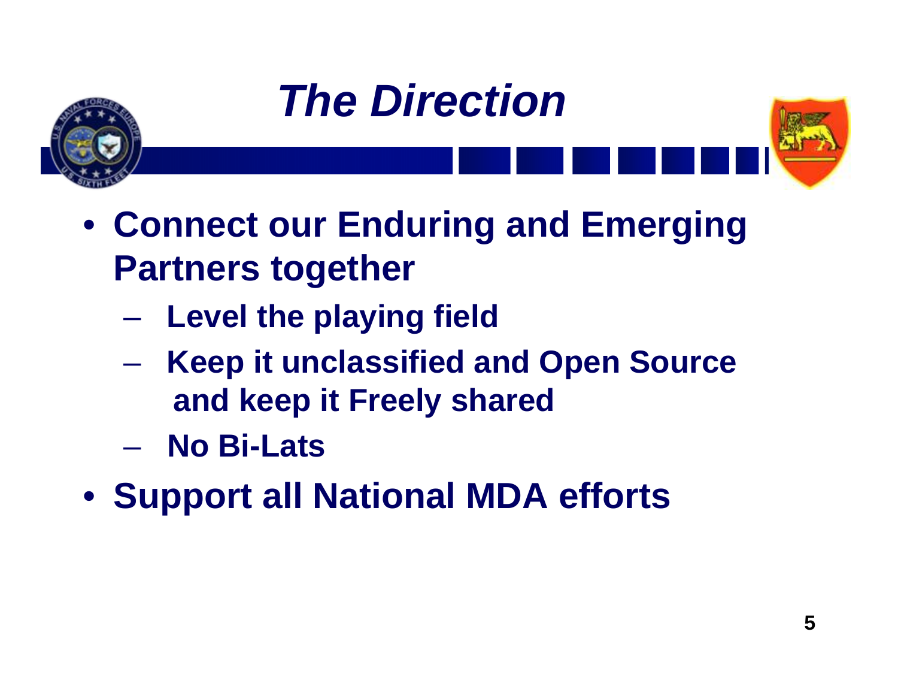# *The Direction*

- **Connect our Enduring and Emerging Partners together**
  - **Level the playing field**
  - **Keep it unclassified and Open Source and keep it Freely shared**
  - **No Bi-Lats**
- **Support all National MDA efforts**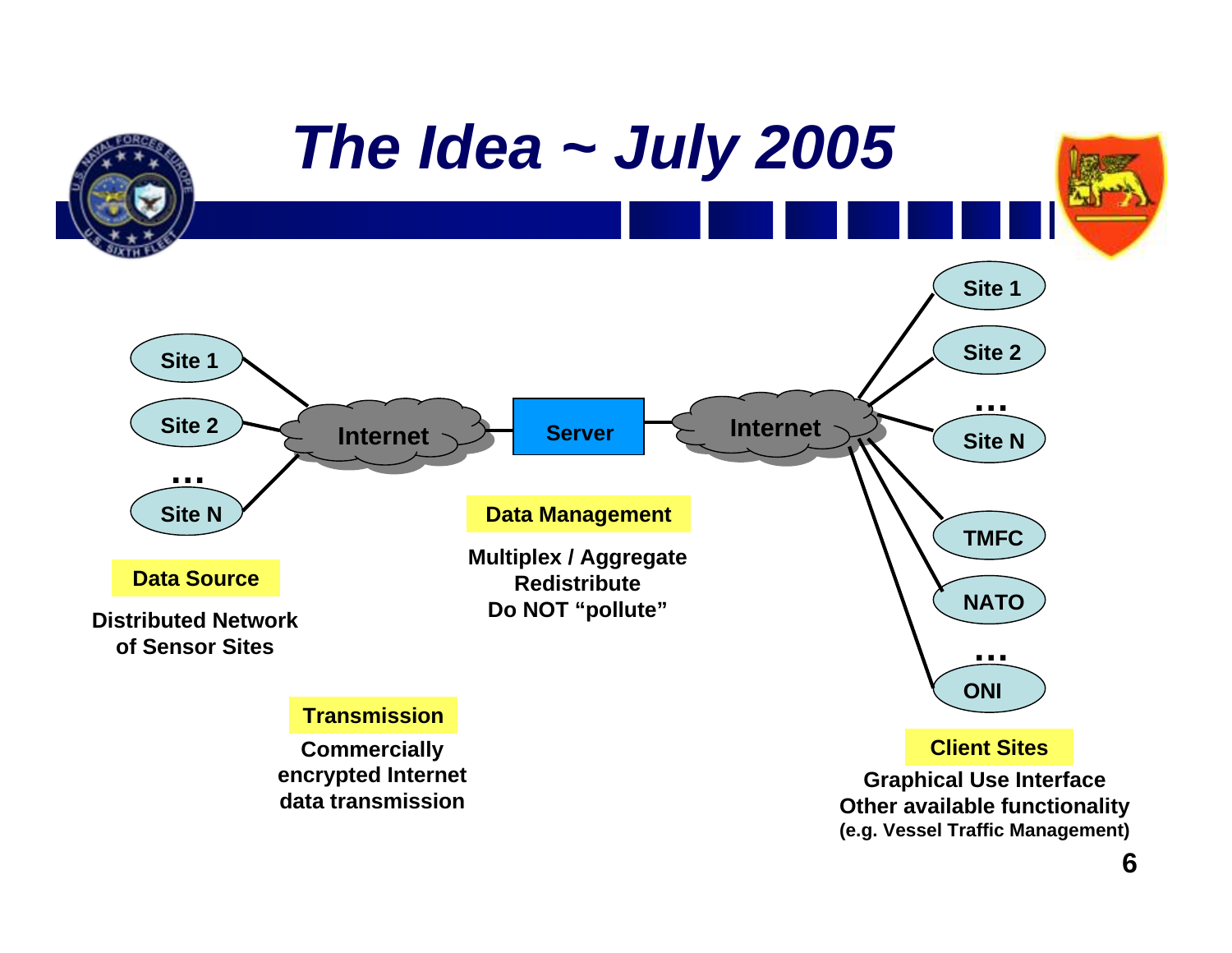# The Idea ~ July 2005

Site 1
Site 2
...
Site N

Internet — Server — Internet

Site 1
Site 2
...
Site N
TMFC
NATO
...
ONI

**Data Source**

Distributed Network of Sensor Sites

**Data Management**

Multiplex / Aggregate
Redistribute
Do NOT "pollute"

**Transmission**

Commercially encrypted Internet data transmission

**Client Sites**

Graphical Use Interface
Other available functionality
(e.g. Vessel Traffic Management)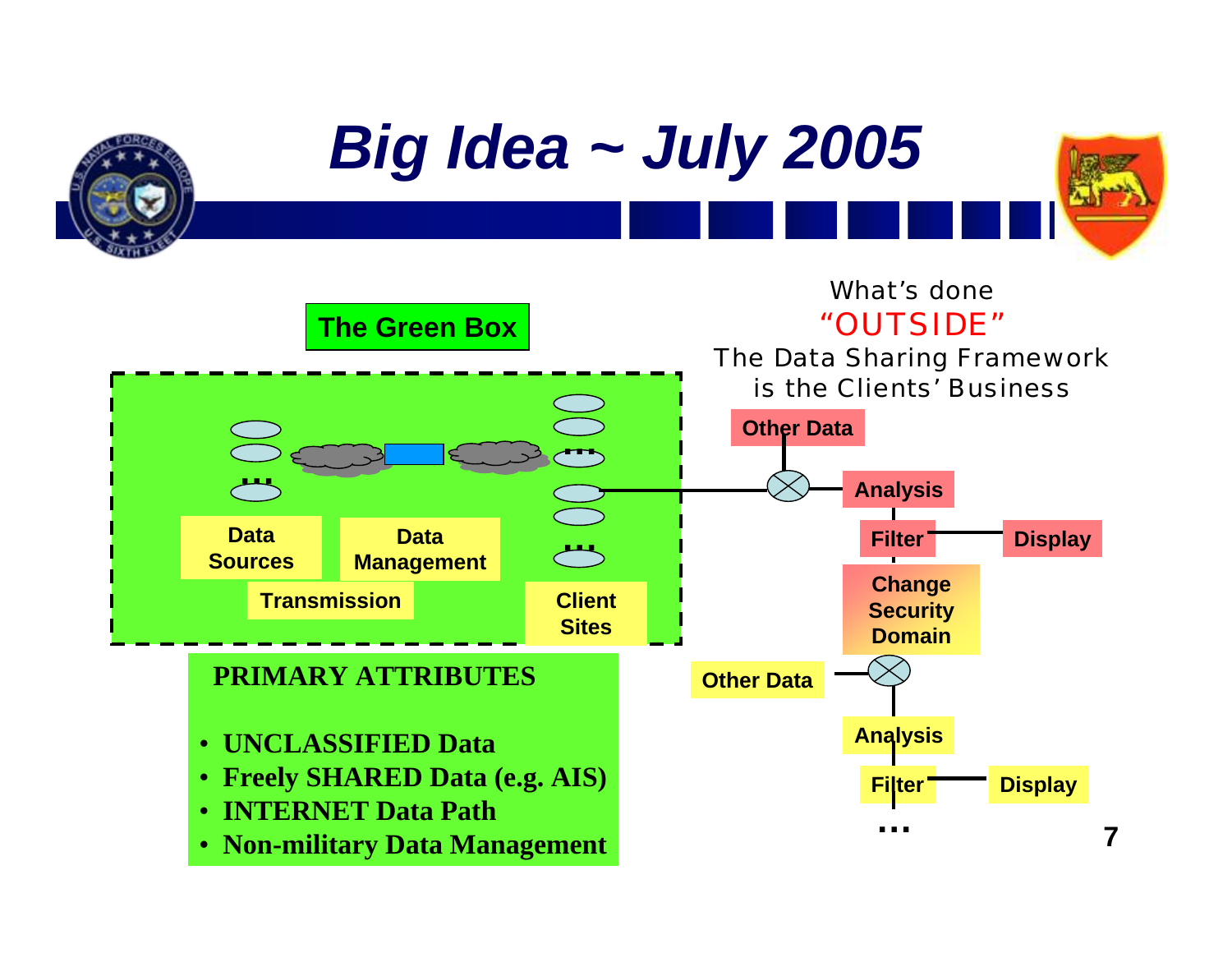# Big Idea ~ July 2005

**The Green Box**

- Data Sources
- Data Management
- Transmission
- Client Sites

What's done "OUTSIDE"
The Data Sharing Framework is the Clients' Business

- Other Data
- Analysis
- Filter
- Display
- Change Security Domain
- Other Data
- Analysis
- Filter
- Display
- …

**PRIMARY ATTRIBUTES**

- **UNCLASSIFIED Data**
- **Freely SHARED Data (e.g. AIS)**
- **INTERNET Data Path**
- **Non-military Data Management**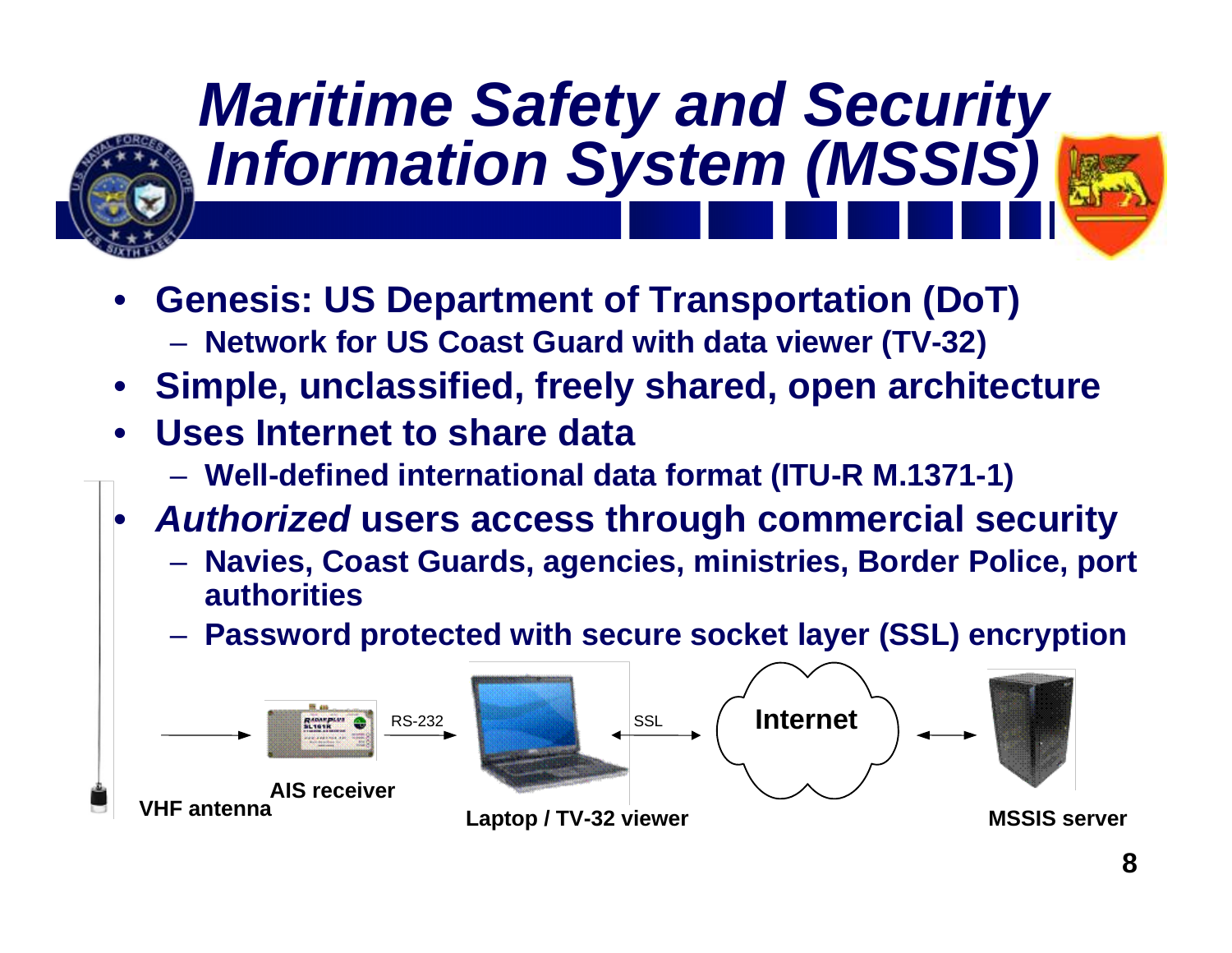# *Maritime Safety and Security Information System (MSSIS)*

- **Genesis: US Department of Transportation (DoT)**
  - **Network for US Coast Guard with data viewer (TV-32)**
- **Simple, unclassified, freely shared, open architecture**
- **Uses Internet to share data**
  - **Well-defined international data format (ITU-R M.1371-1)**
- ***Authorized* users access through commercial security**
  - **Navies, Coast Guards, agencies, ministries, Border Police, port authorities**
  - **Password protected with secure socket layer (SSL) encryption**

VHF antenna → AIS receiver → (RS-232) → Laptop / TV-32 viewer ↔ (SSL) ↔ Internet ↔ MSSIS server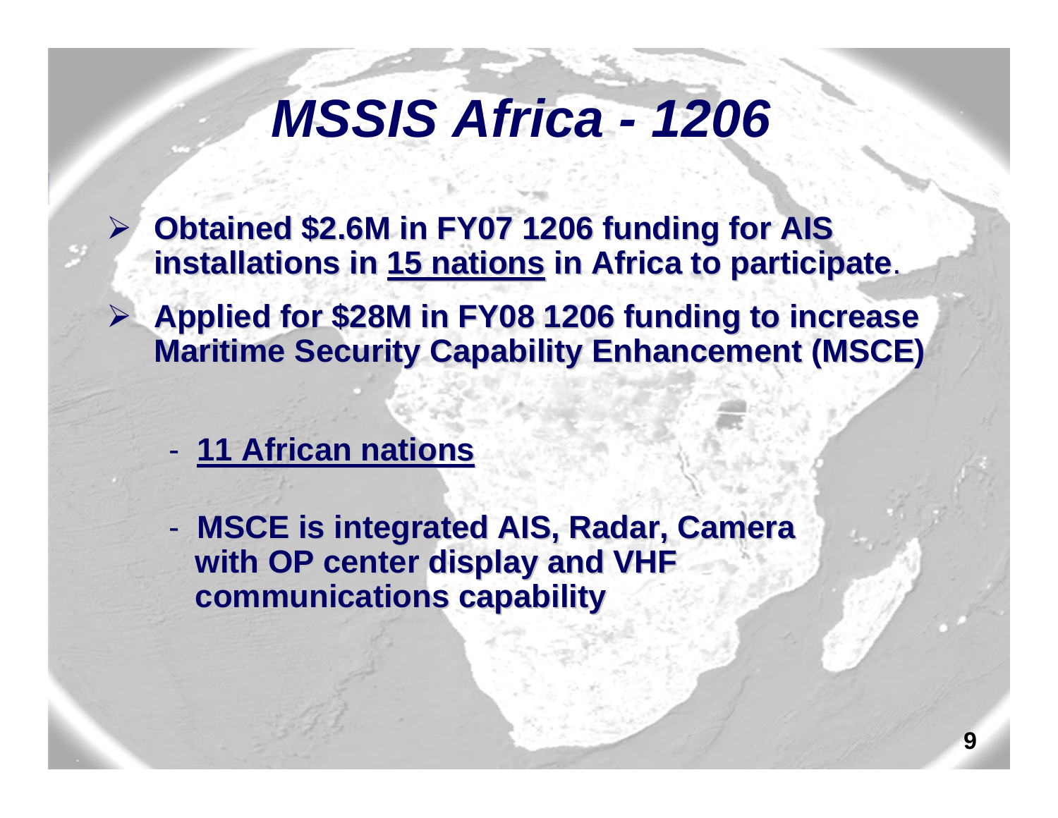# *MSSIS Africa - 1206*

- **Obtained $2.6M in FY07 1206 funding for AIS installations in <u>15 nations</u> in Africa to participate**.
- **Applied for $28M in FY08 1206 funding to increase Maritime Security Capability Enhancement (MSCE)**
  - **<u>11 African nations</u>**
  - **MSCE is integrated AIS, Radar, Camera with OP center display and VHF communications capability**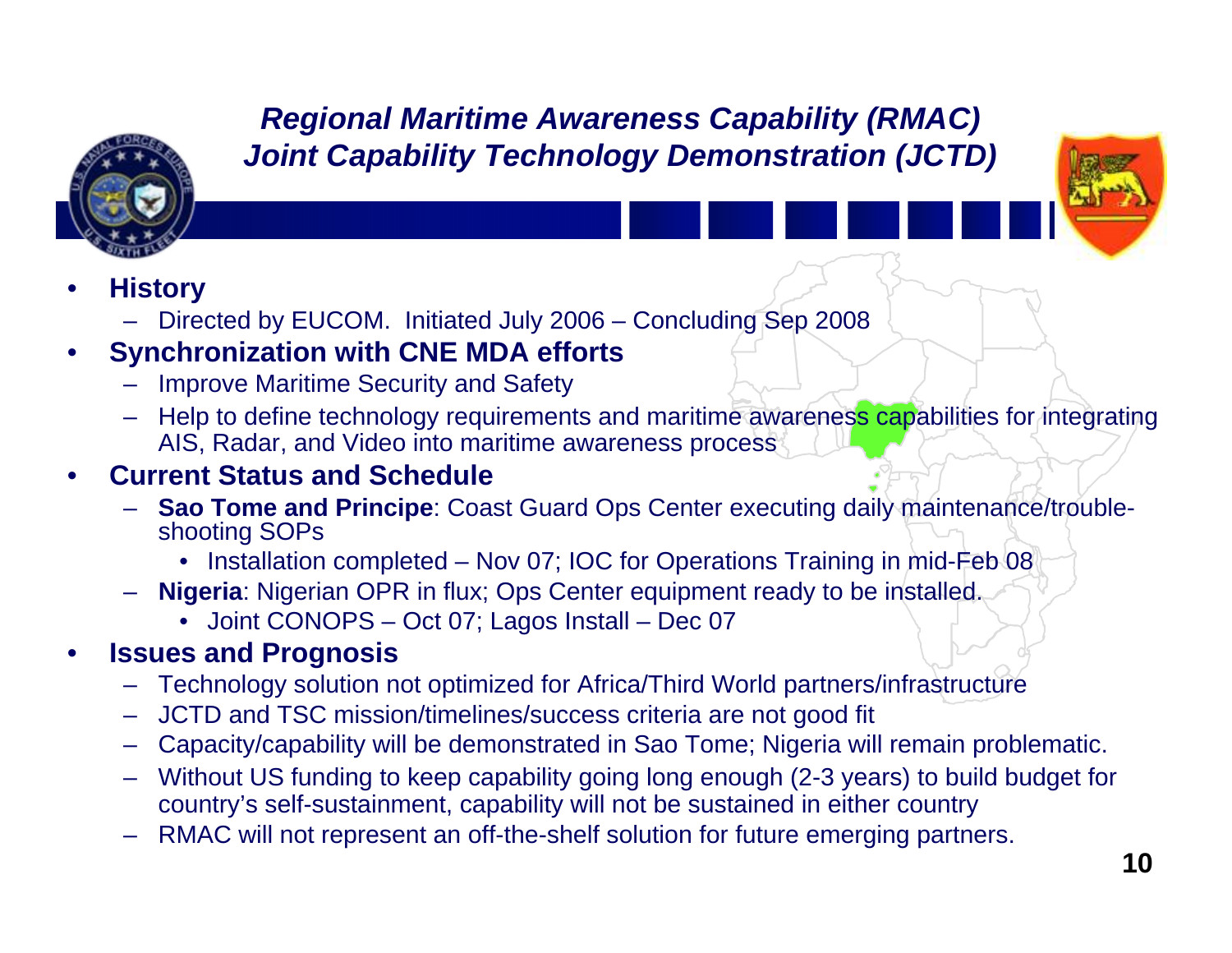# *Regional Maritime Awareness Capability (RMAC) Joint Capability Technology Demonstration (JCTD)*

- **History**
  - Directed by EUCOM. Initiated July 2006 – Concluding Sep 2008
- **Synchronization with CNE MDA efforts**
  - Improve Maritime Security and Safety
  - Help to define technology requirements and maritime awareness capabilities for integrating AIS, Radar, and Video into maritime awareness process
- **Current Status and Schedule**
  - **Sao Tome and Principe**: Coast Guard Ops Center executing daily maintenance/trouble-shooting SOPs
    - Installation completed – Nov 07; IOC for Operations Training in mid-Feb 08
  - **Nigeria**: Nigerian OPR in flux; Ops Center equipment ready to be installed.
    - Joint CONOPS – Oct 07; Lagos Install – Dec 07
- **Issues and Prognosis**
  - Technology solution not optimized for Africa/Third World partners/infrastructure
  - JCTD and TSC mission/timelines/success criteria are not good fit
  - Capacity/capability will be demonstrated in Sao Tome; Nigeria will remain problematic.
  - Without US funding to keep capability going long enough (2-3 years) to build budget for country's self-sustainment, capability will not be sustained in either country
  - RMAC will not represent an off-the-shelf solution for future emerging partners.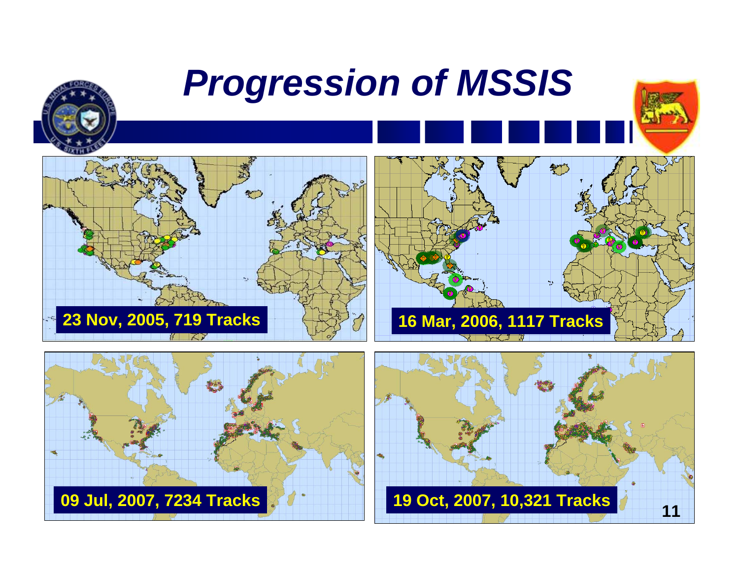# Progression of MSSIS

23 Nov, 2005, 719 Tracks

16 Mar, 2006, 1117 Tracks

09 Jul, 2007, 7234 Tracks

19 Oct, 2007, 10,321 Tracks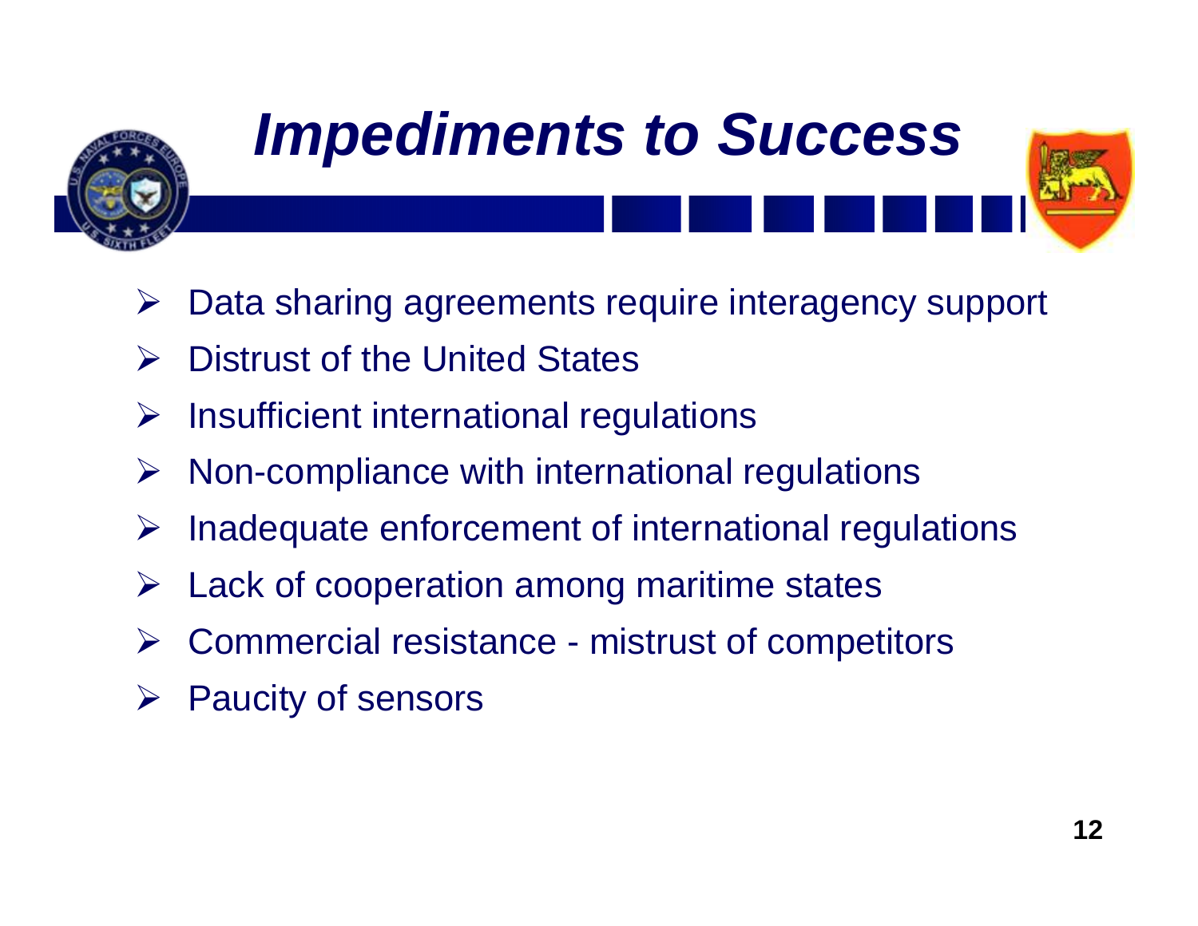# *Impediments to Success*

- Data sharing agreements require interagency support
- Distrust of the United States
- Insufficient international regulations
- Non-compliance with international regulations
- Inadequate enforcement of international regulations
- Lack of cooperation among maritime states
- Commercial resistance - mistrust of competitors
- Paucity of sensors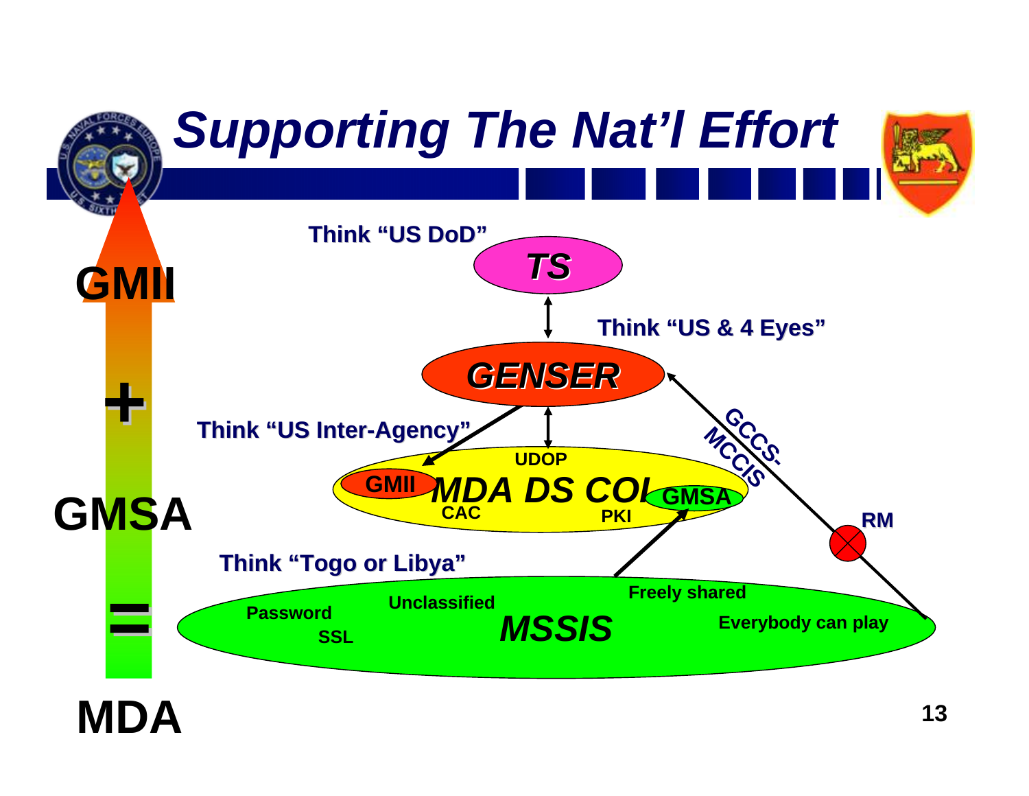# Supporting The Nat'l Effort

**GMII**

**+**

**GMSA**

**=**

**MDA**

Think "US DoD"

***TS***

Think "US & 4 Eyes"

***GENSER***

Think "US Inter-Agency"

GCCS-MCCIS

UDOP

GMII ***MDA DS COI*** GMSA

CAC

PKI

RM

Think "Togo or Libya"

Freely shared

Password

Unclassified

***MSSIS***

Everybody can play

SSL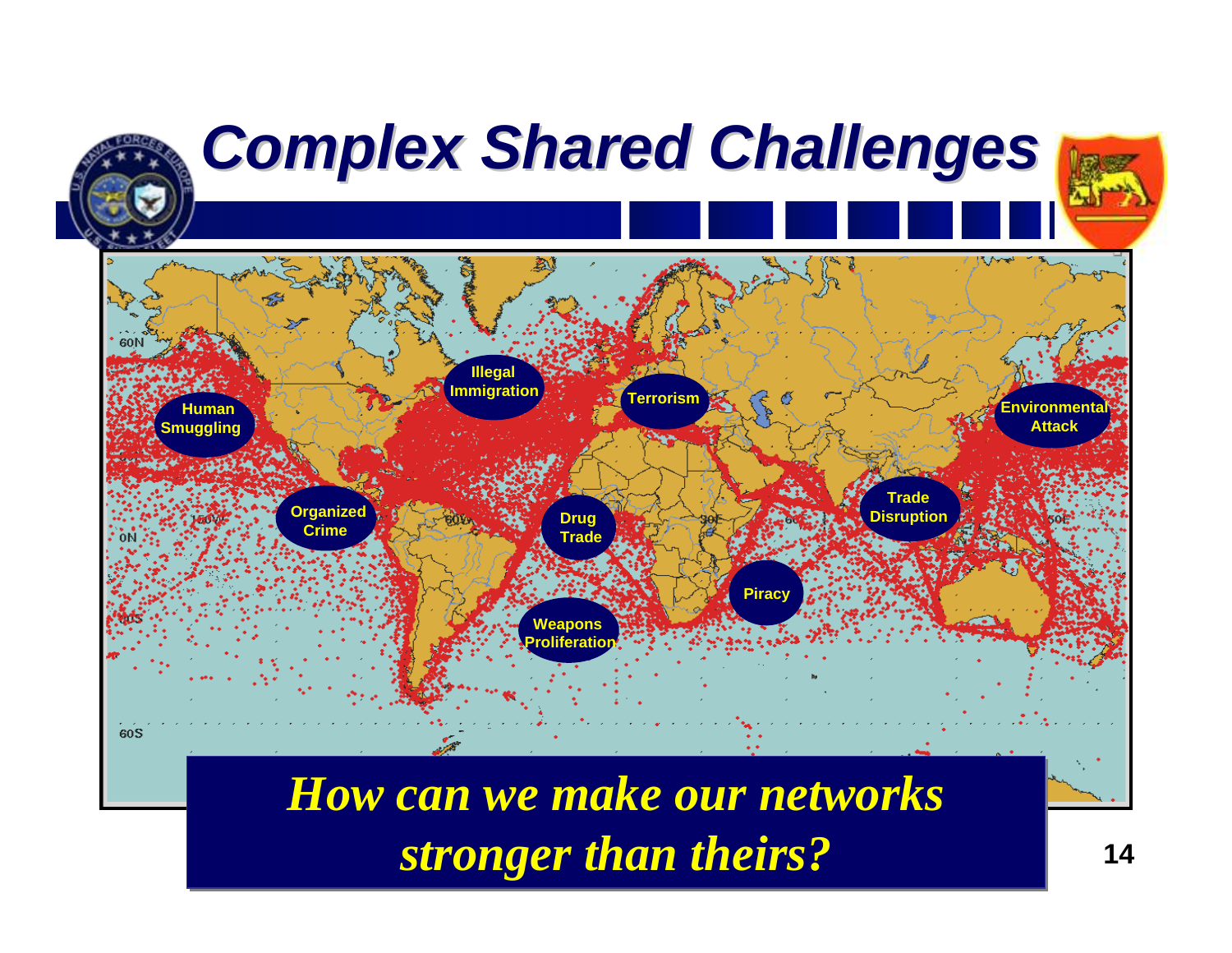# Complex Shared Challenges

- Human Smuggling
- Illegal Immigration
- Terrorism
- Environmental Attack
- Organized Crime
- Drug Trade
- Trade Disruption
- Piracy
- Weapons Proliferation

***How can we make our networks stronger than theirs?***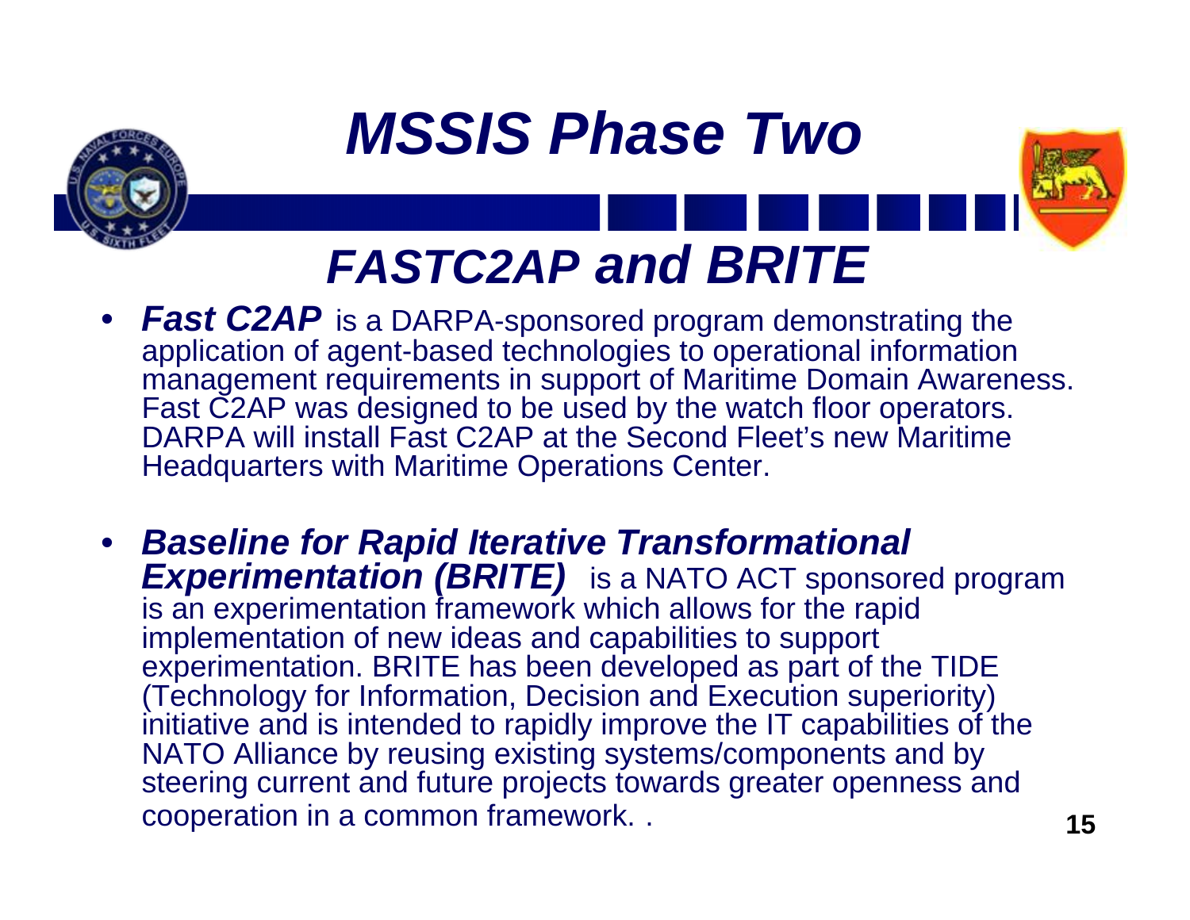# MSSIS Phase Two

## FASTC2AP and BRITE

- ***Fast C2AP*** is a DARPA-sponsored program demonstrating the application of agent-based technologies to operational information management requirements in support of Maritime Domain Awareness. Fast C2AP was designed to be used by the watch floor operators. DARPA will install Fast C2AP at the Second Fleet's new Maritime Headquarters with Maritime Operations Center.

- ***Baseline for Rapid Iterative Transformational Experimentation (BRITE)*** is a NATO ACT sponsored program is an experimentation framework which allows for the rapid implementation of new ideas and capabilities to support experimentation. BRITE has been developed as part of the TIDE (Technology for Information, Decision and Execution superiority) initiative and is intended to rapidly improve the IT capabilities of the NATO Alliance by reusing existing systems/components and by steering current and future projects towards greater openness and cooperation in a common framework. .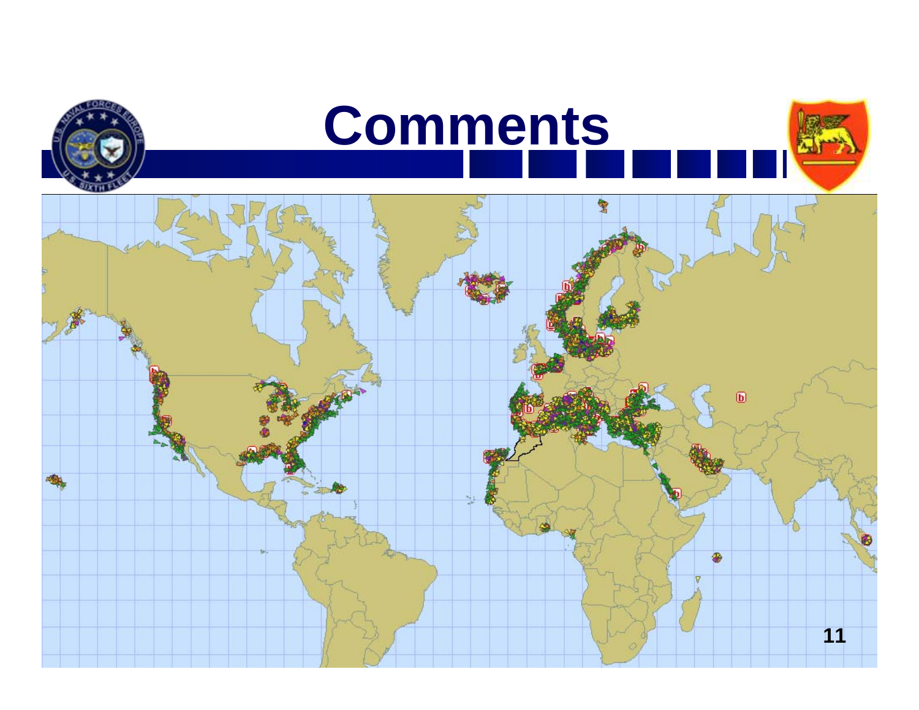# Comments